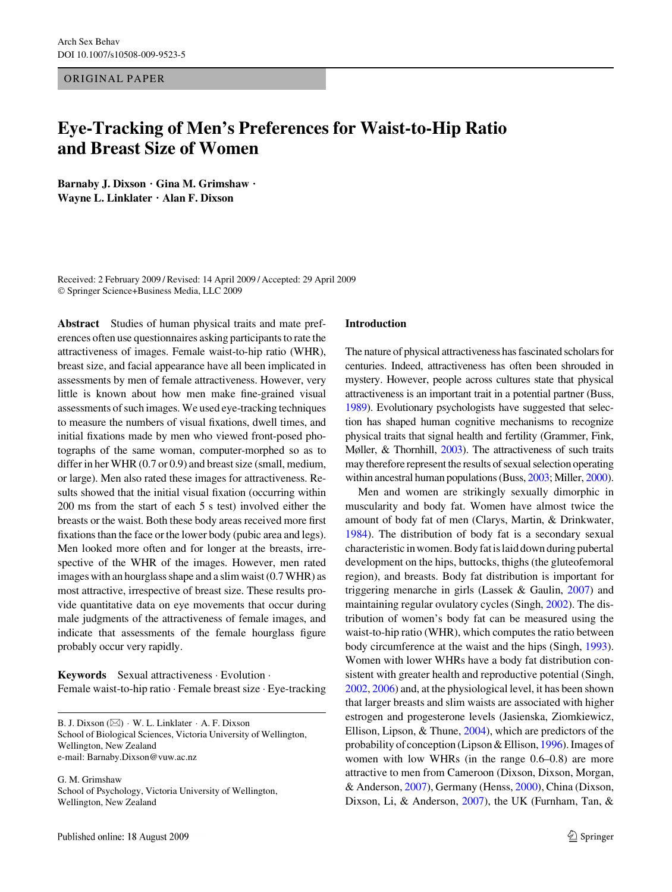ORIGINAL PAPER

# Eye-Tracking of Men's Preferences for Waist-to-Hip Ratio and Breast Size of Women

**Barnaby J. Dixson · Gina M. Grimshaw · Wayne L. Linklater · Alan F. Dixson**

Received: 2 February 2009 / Revised: 14 April 2009 / Accepted: 29 April 2009
© Springer Science+Business Media, LLC 2009

**Abstract** Studies of human physical traits and mate preferences often use questionnaires asking participants to rate the attractiveness of images. Female waist-to-hip ratio (WHR), breast size, and facial appearance have all been implicated in assessments by men of female attractiveness. However, very little is known about how men make fine-grained visual assessments of such images. We used eye-tracking techniques to measure the numbers of visual fixations, dwell times, and initial fixations made by men who viewed front-posed photographs of the same woman, computer-morphed so as to differ in her WHR (0.7 or 0.9) and breast size (small, medium, or large). Men also rated these images for attractiveness. Results showed that the initial visual fixation (occurring within 200 ms from the start of each 5 s test) involved either the breasts or the waist. Both these body areas received more first fixations than the face or the lower body (pubic area and legs). Men looked more often and for longer at the breasts, irrespective of the WHR of the images. However, men rated images with an hourglass shape and a slim waist (0.7 WHR) as most attractive, irrespective of breast size. These results provide quantitative data on eye movements that occur during male judgments of the attractiveness of female images, and indicate that assessments of the female hourglass figure probably occur very rapidly.

**Keywords** Sexual attractiveness · Evolution · Female waist-to-hip ratio · Female breast size · Eye-tracking

B. J. Dixson (✉) · W. L. Linklater · A. F. Dixson
School of Biological Sciences, Victoria University of Wellington, Wellington, New Zealand
e-mail: Barnaby.Dixson@vuw.ac.nz

G. M. Grimshaw
School of Psychology, Victoria University of Wellington, Wellington, New Zealand

## Introduction

The nature of physical attractiveness has fascinated scholars for centuries. Indeed, attractiveness has often been shrouded in mystery. However, people across cultures state that physical attractiveness is an important trait in a potential partner (Buss, 1989). Evolutionary psychologists have suggested that selection has shaped human cognitive mechanisms to recognize physical traits that signal health and fertility (Grammer, Fink, Møller, & Thornhill, 2003). The attractiveness of such traits may therefore represent the results of sexual selection operating within ancestral human populations (Buss, 2003; Miller, 2000).

Men and women are strikingly sexually dimorphic in muscularity and body fat. Women have almost twice the amount of body fat of men (Clarys, Martin, & Drinkwater, 1984). The distribution of body fat is a secondary sexual characteristic in women. Body fat is laid down during pubertal development on the hips, buttocks, thighs (the gluteofemoral region), and breasts. Body fat distribution is important for triggering menarche in girls (Lassek & Gaulin, 2007) and maintaining regular ovulatory cycles (Singh, 2002). The distribution of women's body fat can be measured using the waist-to-hip ratio (WHR), which computes the ratio between body circumference at the waist and the hips (Singh, 1993). Women with lower WHRs have a body fat distribution consistent with greater health and reproductive potential (Singh, 2002, 2006) and, at the physiological level, it has been shown that larger breasts and slim waists are associated with higher estrogen and progesterone levels (Jasienska, Ziomkiewicz, Ellison, Lipson, & Thune, 2004), which are predictors of the probability of conception (Lipson & Ellison, 1996). Images of women with low WHRs (in the range 0.6–0.8) are more attractive to men from Cameroon (Dixson, Dixson, Morgan, & Anderson, 2007), Germany (Henss, 2000), China (Dixson, Dixson, Li, & Anderson, 2007), the UK (Furnham, Tan, &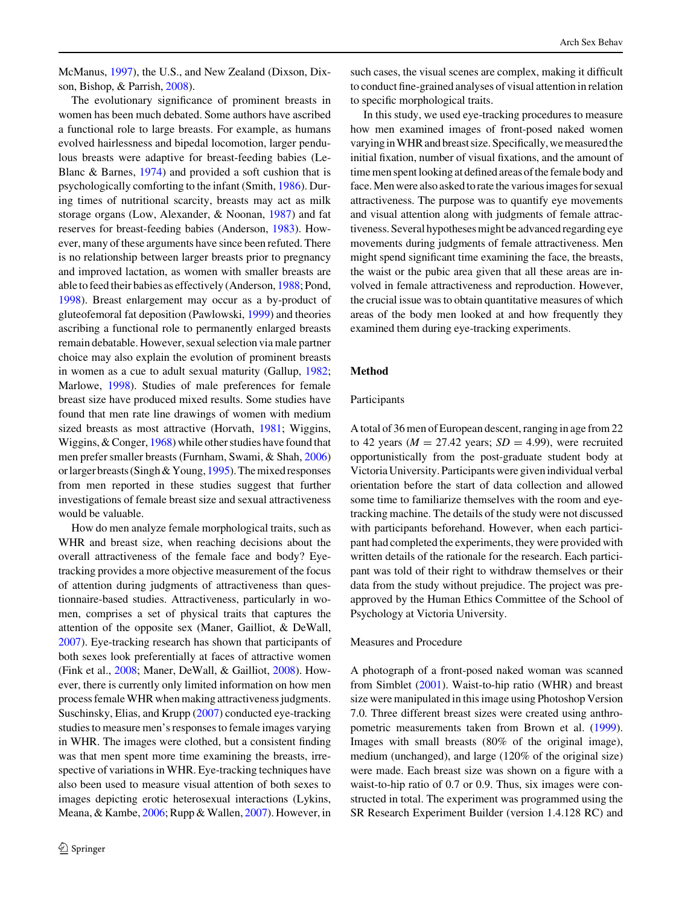McManus, 1997), the U.S., and New Zealand (Dixson, Dixson, Bishop, & Parrish, 2008).

The evolutionary significance of prominent breasts in women has been much debated. Some authors have ascribed a functional role to large breasts. For example, as humans evolved hairlessness and bipedal locomotion, larger pendulous breasts were adaptive for breast-feeding babies (LeBlanc & Barnes, 1974) and provided a soft cushion that is psychologically comforting to the infant (Smith, 1986). During times of nutritional scarcity, breasts may act as milk storage organs (Low, Alexander, & Noonan, 1987) and fat reserves for breast-feeding babies (Anderson, 1983). However, many of these arguments have since been refuted. There is no relationship between larger breasts prior to pregnancy and improved lactation, as women with smaller breasts are able to feed their babies as effectively (Anderson, 1988; Pond, 1998). Breast enlargement may occur as a by-product of gluteofemoral fat deposition (Pawlowski, 1999) and theories ascribing a functional role to permanently enlarged breasts remain debatable. However, sexual selection via male partner choice may also explain the evolution of prominent breasts in women as a cue to adult sexual maturity (Gallup, 1982; Marlowe, 1998). Studies of male preferences for female breast size have produced mixed results. Some studies have found that men rate line drawings of women with medium sized breasts as most attractive (Horvath, 1981; Wiggins, Wiggins, & Conger, 1968) while other studies have found that men prefer smaller breasts (Furnham, Swami, & Shah, 2006) or larger breasts (Singh & Young, 1995). The mixed responses from men reported in these studies suggest that further investigations of female breast size and sexual attractiveness would be valuable.

How do men analyze female morphological traits, such as WHR and breast size, when reaching decisions about the overall attractiveness of the female face and body? Eye-tracking provides a more objective measurement of the focus of attention during judgments of attractiveness than questionnaire-based studies. Attractiveness, particularly in women, comprises a set of physical traits that captures the attention of the opposite sex (Maner, Gailliot, & DeWall, 2007). Eye-tracking research has shown that participants of both sexes look preferentially at faces of attractive women (Fink et al., 2008; Maner, DeWall, & Gailliot, 2008). However, there is currently only limited information on how men process female WHR when making attractiveness judgments. Suschinsky, Elias, and Krupp (2007) conducted eye-tracking studies to measure men's responses to female images varying in WHR. The images were clothed, but a consistent finding was that men spent more time examining the breasts, irrespective of variations in WHR. Eye-tracking techniques have also been used to measure visual attention of both sexes to images depicting erotic heterosexual interactions (Lykins, Meana, & Kambe, 2006; Rupp & Wallen, 2007). However, in such cases, the visual scenes are complex, making it difficult to conduct fine-grained analyses of visual attention in relation to specific morphological traits.

In this study, we used eye-tracking procedures to measure how men examined images of front-posed naked women varying in WHR and breast size. Specifically, we measured the initial fixation, number of visual fixations, and the amount of time men spent looking at defined areas of the female body and face. Men were also asked to rate the various images for sexual attractiveness. The purpose was to quantify eye movements and visual attention along with judgments of female attractiveness. Several hypotheses might be advanced regarding eye movements during judgments of female attractiveness. Men might spend significant time examining the face, the breasts, the waist or the pubic area given that all these areas are involved in female attractiveness and reproduction. However, the crucial issue was to obtain quantitative measures of which areas of the body men looked at and how frequently they examined them during eye-tracking experiments.

## Method

### Participants

A total of 36 men of European descent, ranging in age from 22 to 42 years ($M = 27.42$ years; $SD = 4.99$), were recruited opportunistically from the post-graduate student body at Victoria University. Participants were given individual verbal orientation before the start of data collection and allowed some time to familiarize themselves with the room and eye-tracking machine. The details of the study were not discussed with participants beforehand. However, when each participant had completed the experiments, they were provided with written details of the rationale for the research. Each participant was told of their right to withdraw themselves or their data from the study without prejudice. The project was pre-approved by the Human Ethics Committee of the School of Psychology at Victoria University.

### Measures and Procedure

A photograph of a front-posed naked woman was scanned from Simblet (2001). Waist-to-hip ratio (WHR) and breast size were manipulated in this image using Photoshop Version 7.0. Three different breast sizes were created using anthropometric measurements taken from Brown et al. (1999). Images with small breasts (80% of the original image), medium (unchanged), and large (120% of the original size) were made. Each breast size was shown on a figure with a waist-to-hip ratio of 0.7 or 0.9. Thus, six images were constructed in total. The experiment was programmed using the SR Research Experiment Builder (version 1.4.128 RC) and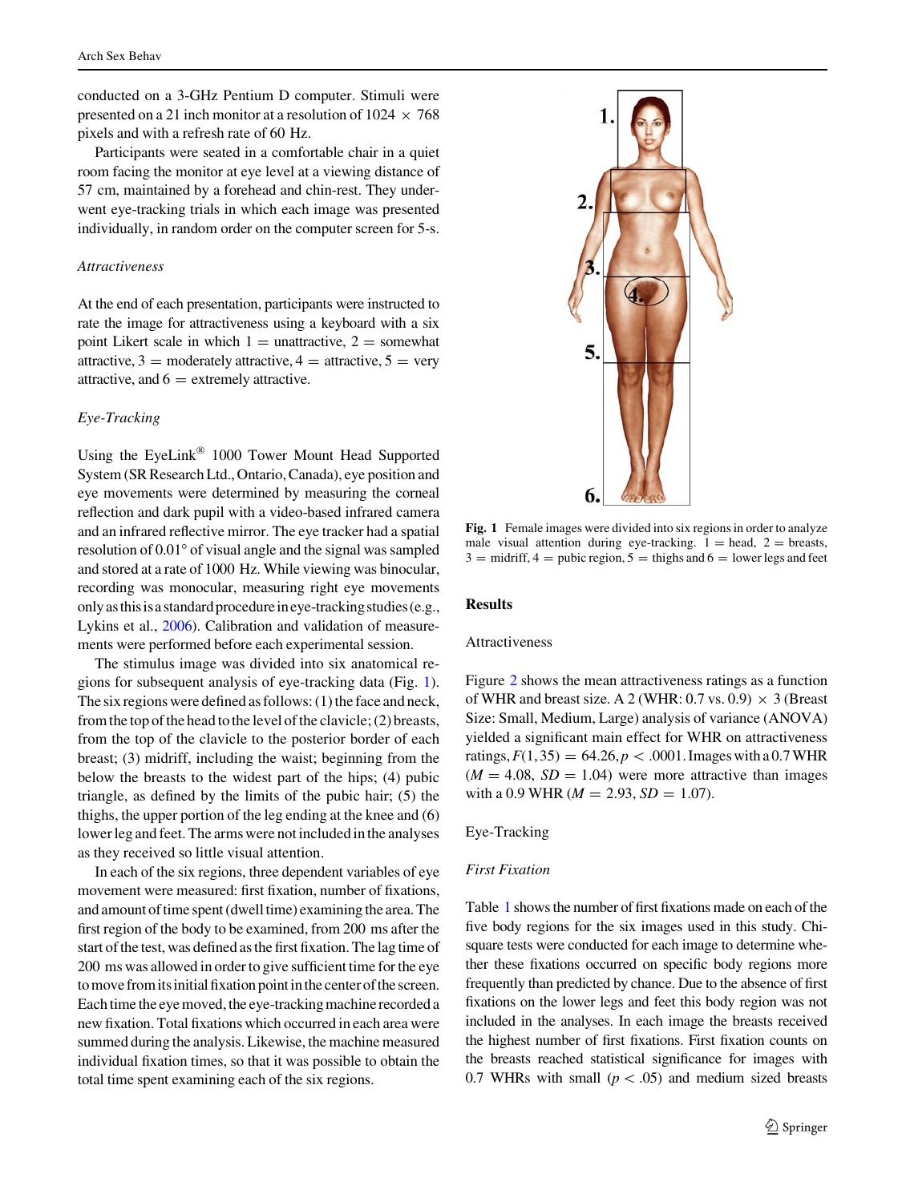conducted on a 3-GHz Pentium D computer. Stimuli were presented on a 21 inch monitor at a resolution of 1024 × 768 pixels and with a refresh rate of 60 Hz.

Participants were seated in a comfortable chair in a quiet room facing the monitor at eye level at a viewing distance of 57 cm, maintained by a forehead and chin-rest. They underwent eye-tracking trials in which each image was presented individually, in random order on the computer screen for 5-s.

*Attractiveness*

At the end of each presentation, participants were instructed to rate the image for attractiveness using a keyboard with a six point Likert scale in which 1 = unattractive, 2 = somewhat attractive, 3 = moderately attractive, 4 = attractive, 5 = very attractive, and 6 = extremely attractive.

*Eye-Tracking*

Using the EyeLink® 1000 Tower Mount Head Supported System (SR Research Ltd., Ontario, Canada), eye position and eye movements were determined by measuring the corneal reflection and dark pupil with a video-based infrared camera and an infrared reflective mirror. The eye tracker had a spatial resolution of 0.01° of visual angle and the signal was sampled and stored at a rate of 1000 Hz. While viewing was binocular, recording was monocular, measuring right eye movements only as this is a standard procedure in eye-tracking studies (e.g., Lykins et al., 2006). Calibration and validation of measurements were performed before each experimental session.

The stimulus image was divided into six anatomical regions for subsequent analysis of eye-tracking data (Fig. 1). The six regions were defined as follows: (1) the face and neck, from the top of the head to the level of the clavicle; (2) breasts, from the top of the clavicle to the posterior border of each breast; (3) midriff, including the waist; beginning from the below the breasts to the widest part of the hips; (4) pubic triangle, as defined by the limits of the pubic hair; (5) the thighs, the upper portion of the leg ending at the knee and (6) lower leg and feet. The arms were not included in the analyses as they received so little visual attention.

In each of the six regions, three dependent variables of eye movement were measured: first fixation, number of fixations, and amount of time spent (dwell time) examining the area. The first region of the body to be examined, from 200 ms after the start of the test, was defined as the first fixation. The lag time of 200 ms was allowed in order to give sufficient time for the eye to move from its initial fixation point in the center of the screen. Each time the eye moved, the eye-tracking machine recorded a new fixation. Total fixations which occurred in each area were summed during the analysis. Likewise, the machine measured individual fixation times, so that it was possible to obtain the total time spent examining each of the six regions.

**Fig. 1** Female images were divided into six regions in order to analyze male visual attention during eye-tracking. 1 = head, 2 = breasts, 3 = midriff, 4 = pubic region, 5 = thighs and 6 = lower legs and feet

## Results

### Attractiveness

Figure 2 shows the mean attractiveness ratings as a function of WHR and breast size. A 2 (WHR: 0.7 vs. 0.9) × 3 (Breast Size: Small, Medium, Large) analysis of variance (ANOVA) yielded a significant main effect for WHR on attractiveness ratings, $F(1, 35) = 64.26, p < .0001$. Images with a 0.7 WHR ($M = 4.08$, $SD = 1.04$) were more attractive than images with a 0.9 WHR ($M = 2.93$, $SD = 1.07$).

### Eye-Tracking

*First Fixation*

Table 1 shows the number of first fixations made on each of the five body regions for the six images used in this study. Chi-square tests were conducted for each image to determine whether these fixations occurred on specific body regions more frequently than predicted by chance. Due to the absence of first fixations on the lower legs and feet this body region was not included in the analyses. In each image the breasts received the highest number of first fixations. First fixation counts on the breasts reached statistical significance for images with 0.7 WHRs with small ($p < .05$) and medium sized breasts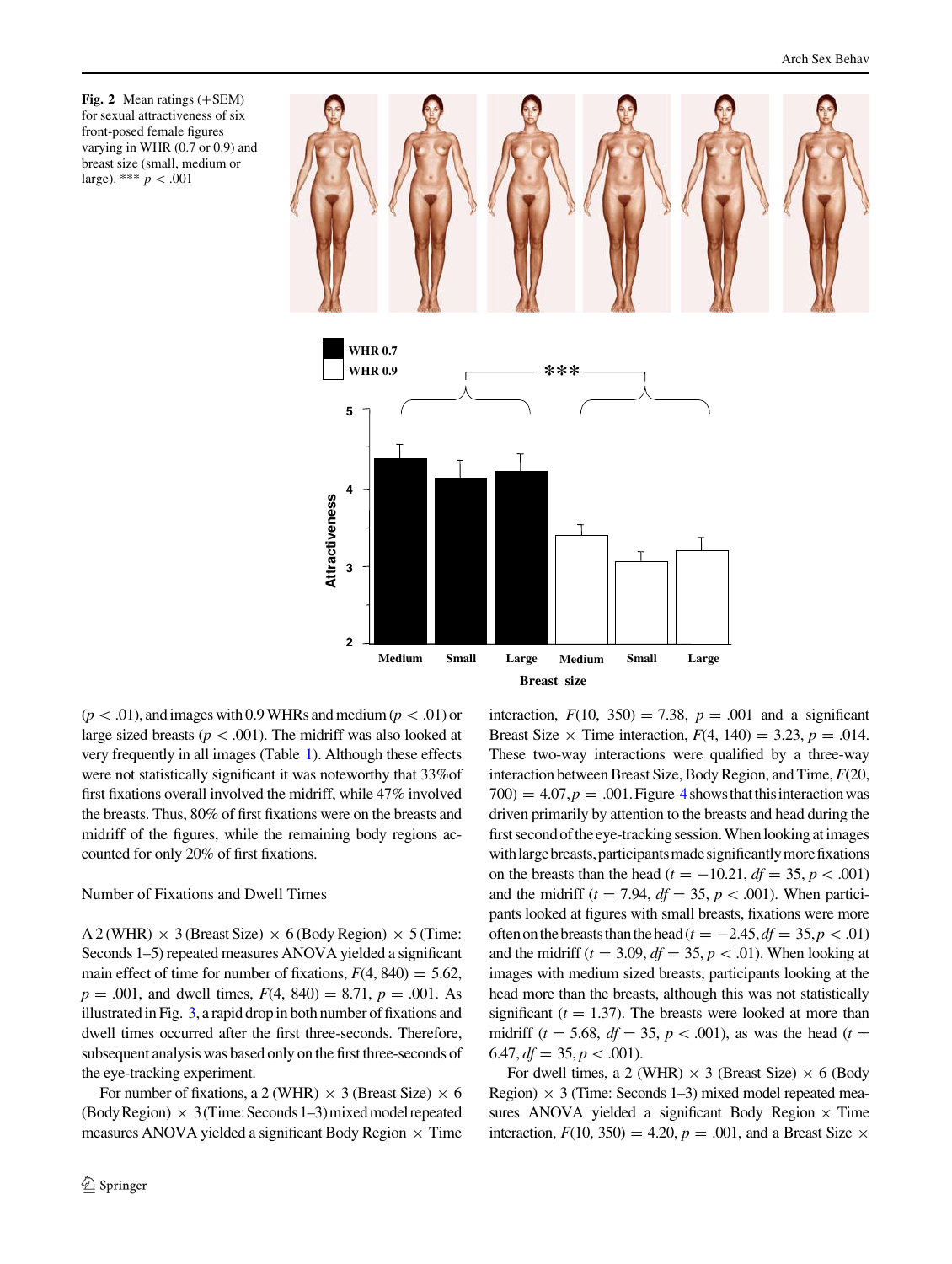**Fig. 2** Mean ratings (+SEM) for sexual attractiveness of six front-posed female figures varying in WHR (0.7 or 0.9) and breast size (small, medium or large). *** $p < .001$

($p < .01$), and images with 0.9 WHRs and medium ($p < .01$) or large sized breasts ($p < .001$). The midriff was also looked at very frequently in all images (Table 1). Although these effects were not statistically significant it was noteworthy that 33% of first fixations overall involved the midriff, while 47% involved the breasts. Thus, 80% of first fixations were on the breasts and midriff of the figures, while the remaining body regions accounted for only 20% of first fixations.

Number of Fixations and Dwell Times

A 2 (WHR) × 3 (Breast Size) × 6 (Body Region) × 5 (Time: Seconds 1–5) repeated measures ANOVA yielded a significant main effect of time for number of fixations, $F(4, 840) = 5.62$, $p = .001$, and dwell times, $F(4, 840) = 8.71$, $p = .001$. As illustrated in Fig. 3, a rapid drop in both number of fixations and dwell times occurred after the first three-seconds. Therefore, subsequent analysis was based only on the first three-seconds of the eye-tracking experiment.

For number of fixations, a 2 (WHR) × 3 (Breast Size) × 6 (Body Region) × 3 (Time: Seconds 1–3) mixed model repeated measures ANOVA yielded a significant Body Region × Time interaction, $F(10, 350) = 7.38$, $p = .001$ and a significant Breast Size × Time interaction, $F(4, 140) = 3.23$, $p = .014$. These two-way interactions were qualified by a three-way interaction between Breast Size, Body Region, and Time, $F(20, 700) = 4.07$, $p = .001$. Figure 4 shows that this interaction was driven primarily by attention to the breasts and head during the first second of the eye-tracking session. When looking at images with large breasts, participants made significantly more fixations on the breasts than the head ($t = -10.21$, $df = 35$, $p < .001$) and the midriff ($t = 7.94$, $df = 35$, $p < .001$). When participants looked at figures with small breasts, fixations were more often on the breasts than the head ($t = -2.45$, $df = 35$, $p < .01$) and the midriff ($t = 3.09$, $df = 35$, $p < .01$). When looking at images with medium sized breasts, participants looking at the head more than the breasts, although this was not statistically significant ($t = 1.37$). The breasts were looked at more than midriff ($t = 5.68$, $df = 35$, $p < .001$), as was the head ($t = 6.47$, $df = 35$, $p < .001$).

For dwell times, a 2 (WHR) × 3 (Breast Size) × 6 (Body Region) × 3 (Time: Seconds 1–3) mixed model repeated measures ANOVA yielded a significant Body Region × Time interaction, $F(10, 350) = 4.20$, $p = .001$, and a Breast Size ×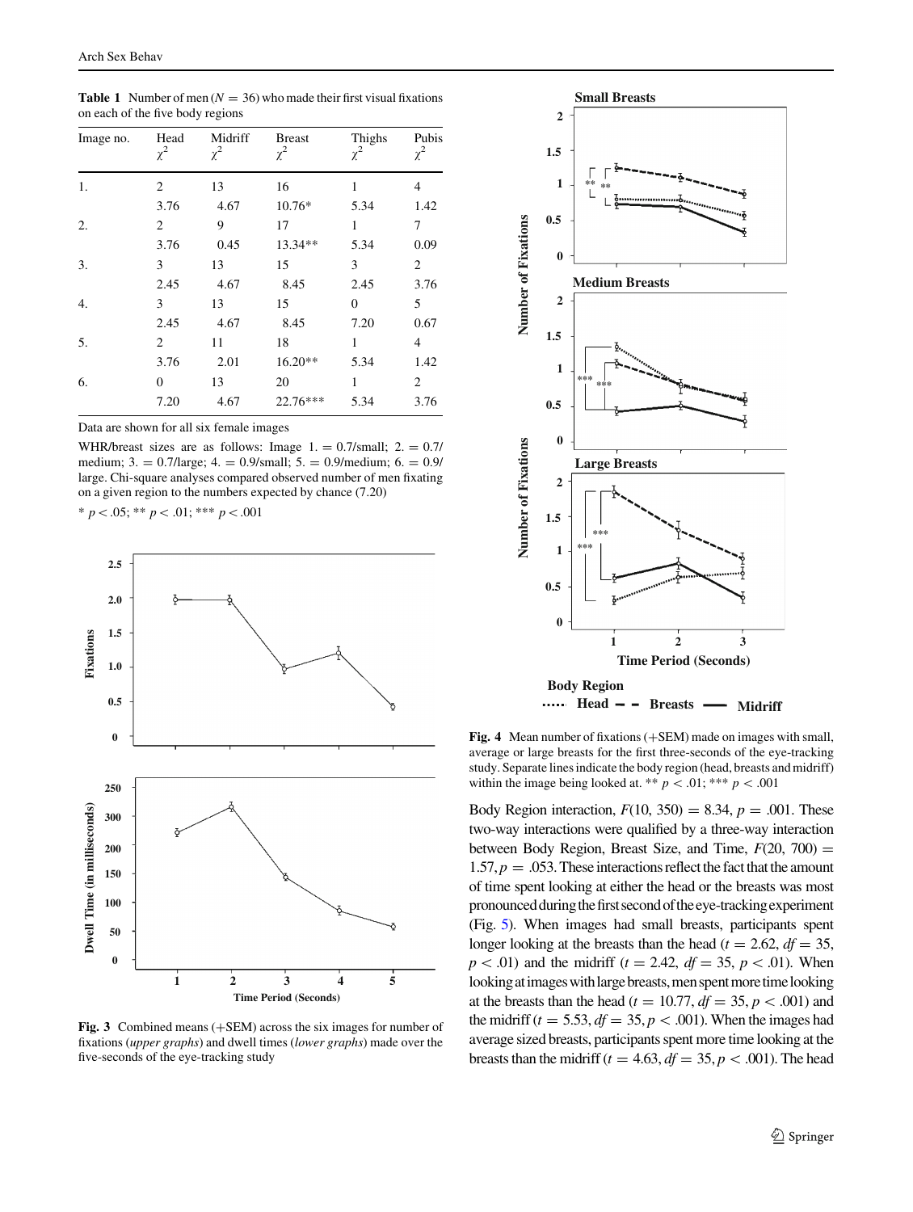**Table 1** Number of men ($N = 36$) who made their first visual fixations on each of the five body regions

| Image no. | Head $\chi^2$ | Midriff $\chi^2$ | Breast $\chi^2$ | Thighs $\chi^2$ | Pubis $\chi^2$ |
|---|---|---|---|---|---|
| 1. | 2 | 13 | 16 | 1 | 4 |
| | 3.76 | 4.67 | 10.76* | 5.34 | 1.42 |
| 2. | 2 | 9 | 17 | 1 | 7 |
| | 3.76 | 0.45 | 13.34** | 5.34 | 0.09 |
| 3. | 3 | 13 | 15 | 3 | 2 |
| | 2.45 | 4.67 | 8.45 | 2.45 | 3.76 |
| 4. | 3 | 13 | 15 | 0 | 5 |
| | 2.45 | 4.67 | 8.45 | 7.20 | 0.67 |
| 5. | 2 | 11 | 18 | 1 | 4 |
| | 3.76 | 2.01 | 16.20** | 5.34 | 1.42 |
| 6. | 0 | 13 | 20 | 1 | 2 |
| | 7.20 | 4.67 | 22.76*** | 5.34 | 3.76 |

Data are shown for all six female images

WHR/breast sizes are as follows: Image 1. = 0.7/small; 2. = 0.7/medium; 3. = 0.7/large; 4. = 0.9/small; 5. = 0.9/medium; 6. = 0.9/large. Chi-square analyses compared observed number of men fixating on a given region to the numbers expected by chance (7.20)

* $p < .05$; ** $p < .01$; *** $p < .001$

**Fig. 3** Combined means (+SEM) across the six images for number of fixations (*upper graphs*) and dwell times (*lower graphs*) made over the five-seconds of the eye-tracking study

**Fig. 4** Mean number of fixations (+SEM) made on images with small, average or large breasts for the first three-seconds of the eye-tracking study. Separate lines indicate the body region (head, breasts and midriff) within the image being looked at. ** $p < .01$; *** $p < .001$

Body Region interaction, $F(10, 350) = 8.34$, $p = .001$. These two-way interactions were qualified by a three-way interaction between Body Region, Breast Size, and Time, $F(20, 700) = 1.57$, $p = .053$. These interactions reflect the fact that the amount of time spent looking at either the head or the breasts was most pronounced during the first second of the eye-tracking experiment (Fig. 5). When images had small breasts, participants spent longer looking at the breasts than the head ($t = 2.62$, $df = 35$, $p < .01$) and the midriff ($t = 2.42$, $df = 35$, $p < .01$). When looking at images with large breasts, men spent more time looking at the breasts than the head ($t = 10.77$, $df = 35$, $p < .001$) and the midriff ($t = 5.53$, $df = 35$, $p < .001$). When the images had average sized breasts, participants spent more time looking at the breasts than the midriff ($t = 4.63$, $df = 35$, $p < .001$). The head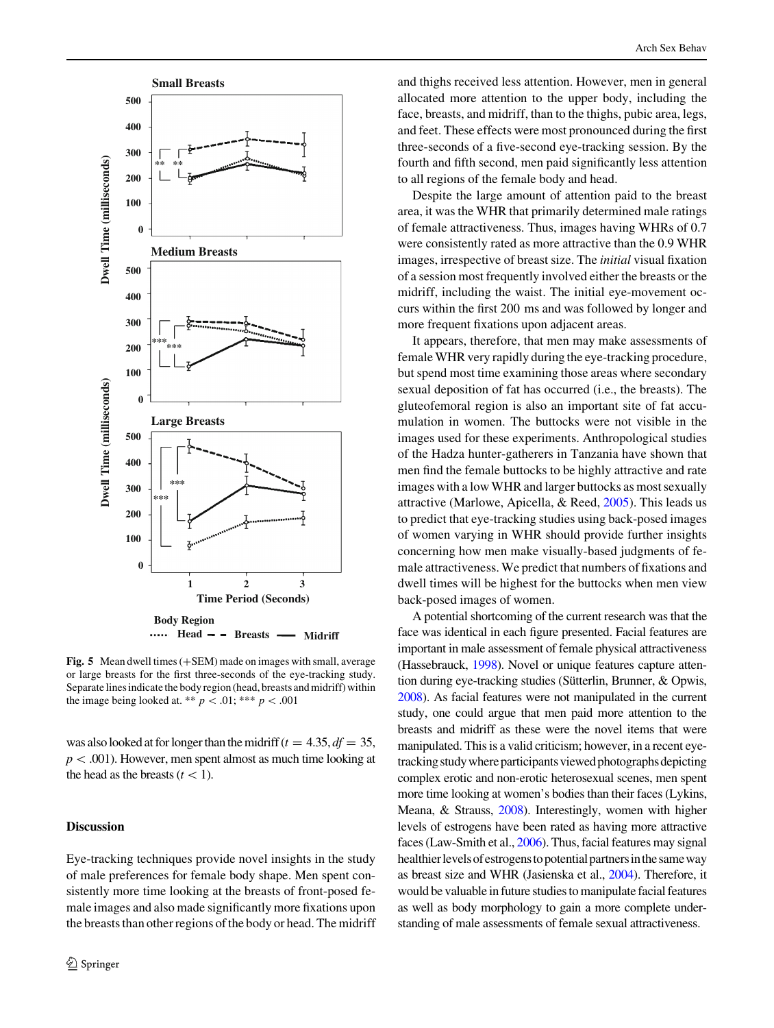Small Breasts

500
400
300
200
100
0

** **

Dwell Time (milliseconds)

Medium Breasts

500
400
300
200
100
0

*** ***

Large Breasts

500
400
300
200
100
0

*** ***

Dwell Time (milliseconds)

1 2 3

Time Period (Seconds)

Body Region

Head Breasts Midriff

**Fig. 5** Mean dwell times (+SEM) made on images with small, average or large breasts for the first three-seconds of the eye-tracking study. Separate lines indicate the body region (head, breasts and midriff) within the image being looked at. ** $p < .01$; *** $p < .001$

was also looked at for longer than the midriff ($t = 4.35$, $df = 35$, $p < .001$). However, men spent almost as much time looking at the head as the breasts ($t < 1$).

## Discussion

Eye-tracking techniques provide novel insights in the study of male preferences for female body shape. Men spent consistently more time looking at the breasts of front-posed female images and also made significantly more fixations upon the breasts than other regions of the body or head. The midriff and thighs received less attention. However, men in general allocated more attention to the upper body, including the face, breasts, and midriff, than to the thighs, pubic area, legs, and feet. These effects were most pronounced during the first three-seconds of a five-second eye-tracking session. By the fourth and fifth second, men paid significantly less attention to all regions of the female body and head.

Despite the large amount of attention paid to the breast area, it was the WHR that primarily determined male ratings of female attractiveness. Thus, images having WHRs of 0.7 were consistently rated as more attractive than the 0.9 WHR images, irrespective of breast size. The *initial* visual fixation of a session most frequently involved either the breasts or the midriff, including the waist. The initial eye-movement occurs within the first 200 ms and was followed by longer and more frequent fixations upon adjacent areas.

It appears, therefore, that men may make assessments of female WHR very rapidly during the eye-tracking procedure, but spend most time examining those areas where secondary sexual deposition of fat has occurred (i.e., the breasts). The gluteofemoral region is also an important site of fat accumulation in women. The buttocks were not visible in the images used for these experiments. Anthropological studies of the Hadza hunter-gatherers in Tanzania have shown that men find the female buttocks to be highly attractive and rate images with a low WHR and larger buttocks as most sexually attractive (Marlowe, Apicella, & Reed, 2005). This leads us to predict that eye-tracking studies using back-posed images of women varying in WHR should provide further insights concerning how men make visually-based judgments of female attractiveness. We predict that numbers of fixations and dwell times will be highest for the buttocks when men view back-posed images of women.

A potential shortcoming of the current research was that the face was identical in each figure presented. Facial features are important in male assessment of female physical attractiveness (Hassebrauck, 1998). Novel or unique features capture attention during eye-tracking studies (Sütterlin, Brunner, & Opwis, 2008). As facial features were not manipulated in the current study, one could argue that men paid more attention to the breasts and midriff as these were the novel items that were manipulated. This is a valid criticism; however, in a recent eye-tracking study where participants viewed photographs depicting complex erotic and non-erotic heterosexual scenes, men spent more time looking at women's bodies than their faces (Lykins, Meana, & Strauss, 2008). Interestingly, women with higher levels of estrogens have been rated as having more attractive faces (Law-Smith et al., 2006). Thus, facial features may signal healthier levels of estrogens to potential partners in the same way as breast size and WHR (Jasienska et al., 2004). Therefore, it would be valuable in future studies to manipulate facial features as well as body morphology to gain a more complete understanding of male assessments of female sexual attractiveness.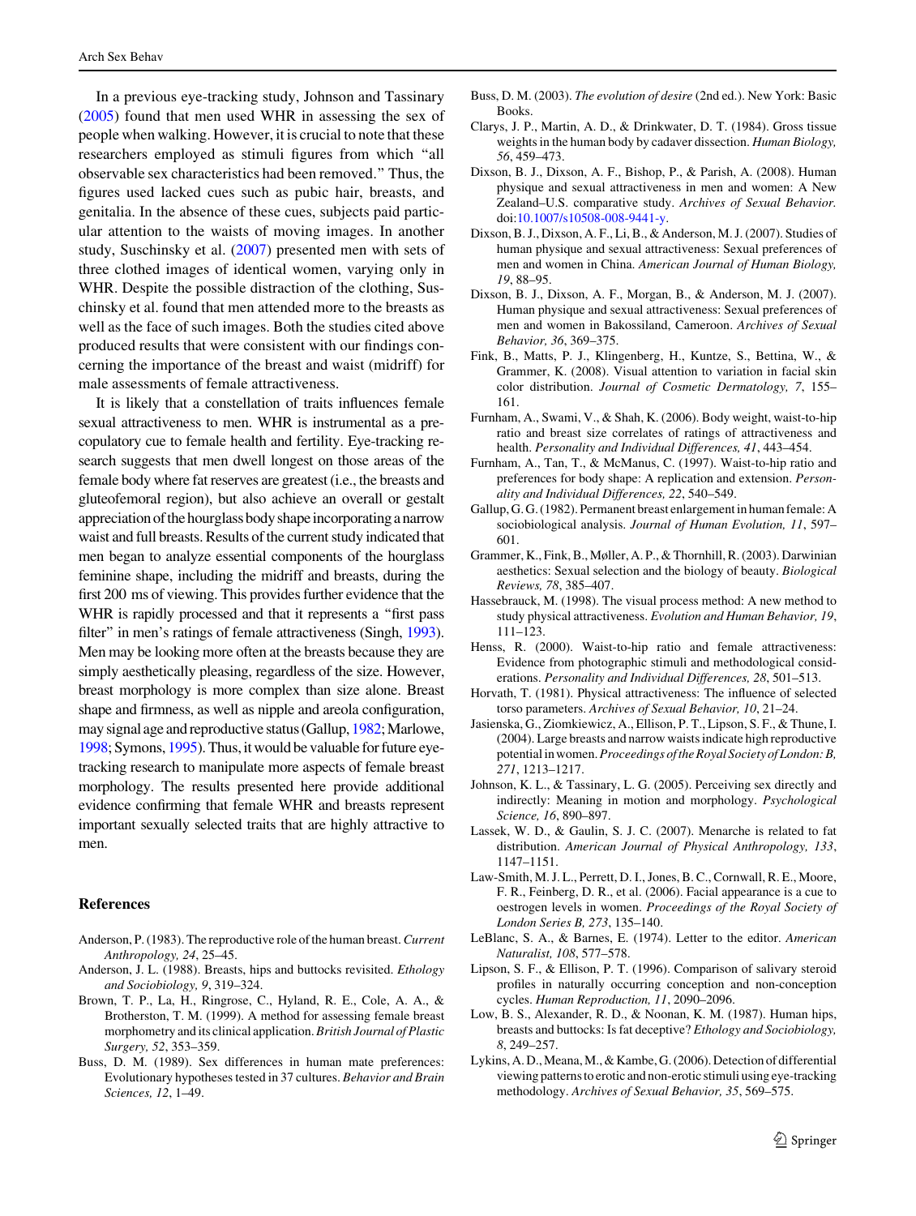In a previous eye-tracking study, Johnson and Tassinary (2005) found that men used WHR in assessing the sex of people when walking. However, it is crucial to note that these researchers employed as stimuli figures from which "all observable sex characteristics had been removed." Thus, the figures used lacked cues such as pubic hair, breasts, and genitalia. In the absence of these cues, subjects paid particular attention to the waists of moving images. In another study, Suschinsky et al. (2007) presented men with sets of three clothed images of identical women, varying only in WHR. Despite the possible distraction of the clothing, Suschinsky et al. found that men attended more to the breasts as well as the face of such images. Both the studies cited above produced results that were consistent with our findings concerning the importance of the breast and waist (midriff) for male assessments of female attractiveness.

It is likely that a constellation of traits influences female sexual attractiveness to men. WHR is instrumental as a precopulatory cue to female health and fertility. Eye-tracking research suggests that men dwell longest on those areas of the female body where fat reserves are greatest (i.e., the breasts and gluteofemoral region), but also achieve an overall or gestalt appreciation of the hourglass body shape incorporating a narrow waist and full breasts. Results of the current study indicated that men began to analyze essential components of the hourglass feminine shape, including the midriff and breasts, during the first 200 ms of viewing. This provides further evidence that the WHR is rapidly processed and that it represents a "first pass filter" in men's ratings of female attractiveness (Singh, 1993). Men may be looking more often at the breasts because they are simply aesthetically pleasing, regardless of the size. However, breast morphology is more complex than size alone. Breast shape and firmness, as well as nipple and areola configuration, may signal age and reproductive status (Gallup, 1982; Marlowe, 1998; Symons, 1995). Thus, it would be valuable for future eye-tracking research to manipulate more aspects of female breast morphology. The results presented here provide additional evidence confirming that female WHR and breasts represent important sexually selected traits that are highly attractive to men.

## References

Anderson, P. (1983). The reproductive role of the human breast. *Current Anthropology, 24*, 25–45.

Anderson, J. L. (1988). Breasts, hips and buttocks revisited. *Ethology and Sociobiology, 9*, 319–324.

Brown, T. P., La, H., Ringrose, C., Hyland, R. E., Cole, A. A., & Brotherston, T. M. (1999). A method for assessing female breast morphometry and its clinical application. *British Journal of Plastic Surgery, 52*, 353–359.

Buss, D. M. (1989). Sex differences in human mate preferences: Evolutionary hypotheses tested in 37 cultures. *Behavior and Brain Sciences, 12*, 1–49.

Buss, D. M. (2003). *The evolution of desire* (2nd ed.). New York: Basic Books.

Clarys, J. P., Martin, A. D., & Drinkwater, D. T. (1984). Gross tissue weights in the human body by cadaver dissection. *Human Biology, 56*, 459–473.

Dixson, B. J., Dixson, A. F., Bishop, P., & Parish, A. (2008). Human physique and sexual attractiveness in men and women: A New Zealand–U.S. comparative study. *Archives of Sexual Behavior*. doi:10.1007/s10508-008-9441-y.

Dixson, B. J., Dixson, A. F., Li, B., & Anderson, M. J. (2007). Studies of human physique and sexual attractiveness: Sexual preferences of men and women in China. *American Journal of Human Biology, 19*, 88–95.

Dixson, B. J., Dixson, A. F., Morgan, B., & Anderson, M. J. (2007). Human physique and sexual attractiveness: Sexual preferences of men and women in Bakossiland, Cameroon. *Archives of Sexual Behavior, 36*, 369–375.

Fink, B., Matts, P. J., Klingenberg, H., Kuntze, S., Bettina, W., & Grammer, K. (2008). Visual attention to variation in facial skin color distribution. *Journal of Cosmetic Dermatology, 7*, 155–161.

Furnham, A., Swami, V., & Shah, K. (2006). Body weight, waist-to-hip ratio and breast size correlates of ratings of attractiveness and health. *Personality and Individual Differences, 41*, 443–454.

Furnham, A., Tan, T., & McManus, C. (1997). Waist-to-hip ratio and preferences for body shape: A replication and extension. *Personality and Individual Differences, 22*, 540–549.

Gallup, G. G. (1982). Permanent breast enlargement in human female: A sociobiological analysis. *Journal of Human Evolution, 11*, 597–601.

Grammer, K., Fink, B., Møller, A. P., & Thornhill, R. (2003). Darwinian aesthetics: Sexual selection and the biology of beauty. *Biological Reviews, 78*, 385–407.

Hassebrauck, M. (1998). The visual process method: A new method to study physical attractiveness. *Evolution and Human Behavior, 19*, 111–123.

Henss, R. (2000). Waist-to-hip ratio and female attractiveness: Evidence from photographic stimuli and methodological considerations. *Personality and Individual Differences, 28*, 501–513.

Horvath, T. (1981). Physical attractiveness: The influence of selected torso parameters. *Archives of Sexual Behavior, 10*, 21–24.

Jasienska, G., Ziomkiewicz, A., Ellison, P. T., Lipson, S. F., & Thune, I. (2004). Large breasts and narrow waists indicate high reproductive potential in women. *Proceedings of the Royal Society of London: B, 271*, 1213–1217.

Johnson, K. L., & Tassinary, L. G. (2005). Perceiving sex directly and indirectly: Meaning in motion and morphology. *Psychological Science, 16*, 890–897.

Lassek, W. D., & Gaulin, S. J. C. (2007). Menarche is related to fat distribution. *American Journal of Physical Anthropology, 133*, 1147–1151.

Law-Smith, M. J. L., Perrett, D. I., Jones, B. C., Cornwall, R. E., Moore, F. R., Feinberg, D. R., et al. (2006). Facial appearance is a cue to oestrogen levels in women. *Proceedings of the Royal Society of London Series B, 273*, 135–140.

LeBlanc, S. A., & Barnes, E. (1974). Letter to the editor. *American Naturalist, 108*, 577–578.

Lipson, S. F., & Ellison, P. T. (1996). Comparison of salivary steroid profiles in naturally occurring conception and non-conception cycles. *Human Reproduction, 11*, 2090–2096.

Low, B. S., Alexander, R. D., & Noonan, K. M. (1987). Human hips, breasts and buttocks: Is fat deceptive? *Ethology and Sociobiology, 8*, 249–257.

Lykins, A. D., Meana, M., & Kambe, G. (2006). Detection of differential viewing patterns to erotic and non-erotic stimuli using eye-tracking methodology. *Archives of Sexual Behavior, 35*, 569–575.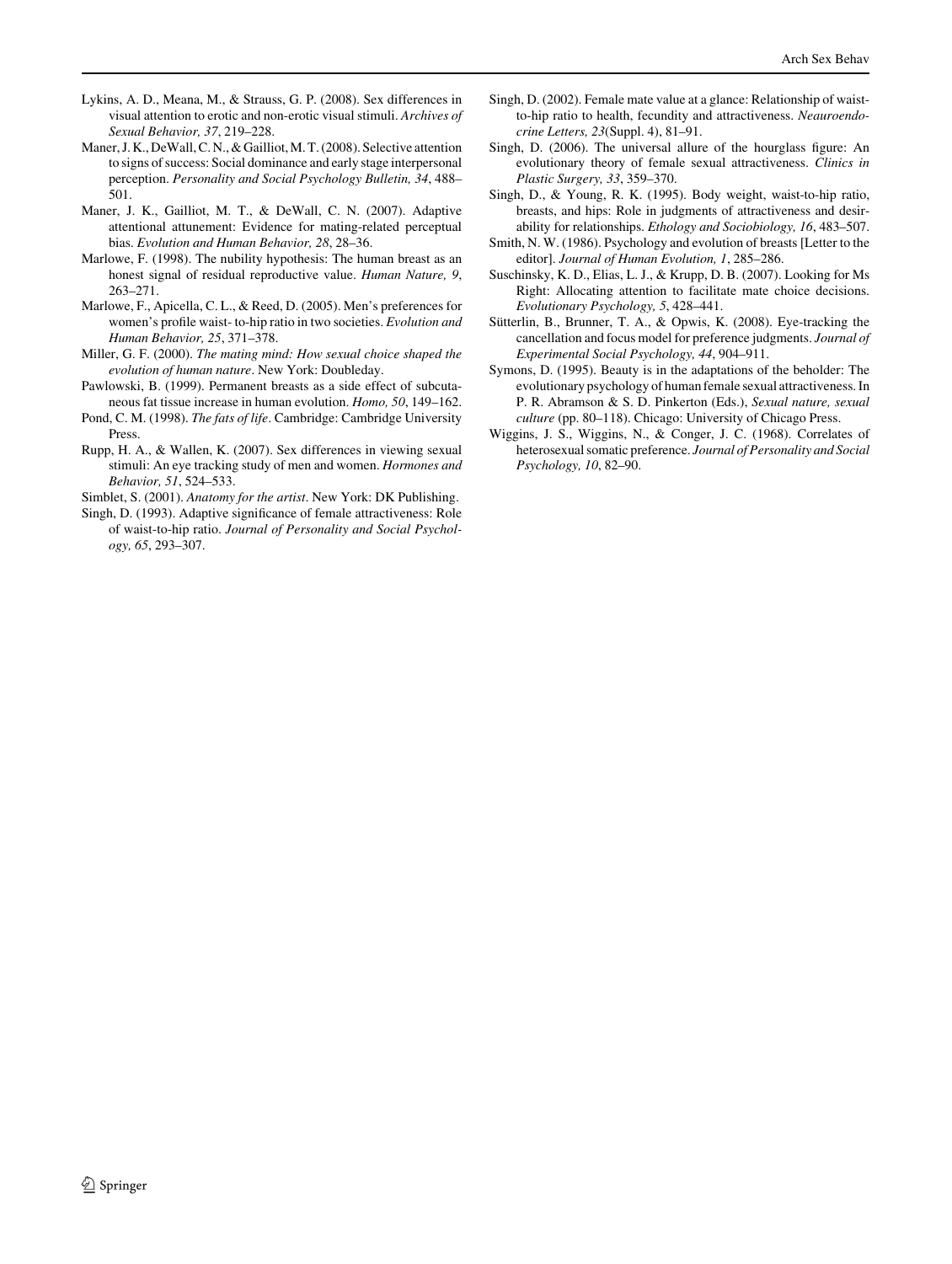Lykins, A. D., Meana, M., & Strauss, G. P. (2008). Sex differences in visual attention to erotic and non-erotic visual stimuli. *Archives of Sexual Behavior, 37*, 219–228.

Maner, J. K., DeWall, C. N., & Gailliot, M. T. (2008). Selective attention to signs of success: Social dominance and early stage interpersonal perception. *Personality and Social Psychology Bulletin, 34*, 488–501.

Maner, J. K., Gailliot, M. T., & DeWall, C. N. (2007). Adaptive attentional attunement: Evidence for mating-related perceptual bias. *Evolution and Human Behavior, 28*, 28–36.

Marlowe, F. (1998). The nubility hypothesis: The human breast as an honest signal of residual reproductive value. *Human Nature, 9*, 263–271.

Marlowe, F., Apicella, C. L., & Reed, D. (2005). Men's preferences for women's profile waist- to-hip ratio in two societies. *Evolution and Human Behavior, 25*, 371–378.

Miller, G. F. (2000). *The mating mind: How sexual choice shaped the evolution of human nature*. New York: Doubleday.

Pawlowski, B. (1999). Permanent breasts as a side effect of subcutaneous fat tissue increase in human evolution. *Homo, 50*, 149–162.

Pond, C. M. (1998). *The fats of life*. Cambridge: Cambridge University Press.

Rupp, H. A., & Wallen, K. (2007). Sex differences in viewing sexual stimuli: An eye tracking study of men and women. *Hormones and Behavior, 51*, 524–533.

Simblet, S. (2001). *Anatomy for the artist*. New York: DK Publishing.

Singh, D. (1993). Adaptive significance of female attractiveness: Role of waist-to-hip ratio. *Journal of Personality and Social Psychology, 65*, 293–307.

Singh, D. (2002). Female mate value at a glance: Relationship of waist-to-hip ratio to health, fecundity and attractiveness. *Neauroendocrine Letters, 23*(Suppl. 4), 81–91.

Singh, D. (2006). The universal allure of the hourglass figure: An evolutionary theory of female sexual attractiveness. *Clinics in Plastic Surgery, 33*, 359–370.

Singh, D., & Young, R. K. (1995). Body weight, waist-to-hip ratio, breasts, and hips: Role in judgments of attractiveness and desirability for relationships. *Ethology and Sociobiology, 16*, 483–507.

Smith, N. W. (1986). Psychology and evolution of breasts [Letter to the editor]. *Journal of Human Evolution, 1*, 285–286.

Suschinsky, K. D., Elias, L. J., & Krupp, D. B. (2007). Looking for Ms Right: Allocating attention to facilitate mate choice decisions. *Evolutionary Psychology, 5*, 428–441.

Sütterlin, B., Brunner, T. A., & Opwis, K. (2008). Eye-tracking the cancellation and focus model for preference judgments. *Journal of Experimental Social Psychology, 44*, 904–911.

Symons, D. (1995). Beauty is in the adaptations of the beholder: The evolutionary psychology of human female sexual attractiveness. In P. R. Abramson & S. D. Pinkerton (Eds.), *Sexual nature, sexual culture* (pp. 80–118). Chicago: University of Chicago Press.

Wiggins, J. S., Wiggins, N., & Conger, J. C. (1968). Correlates of heterosexual somatic preference. *Journal of Personality and Social Psychology, 10*, 82–90.